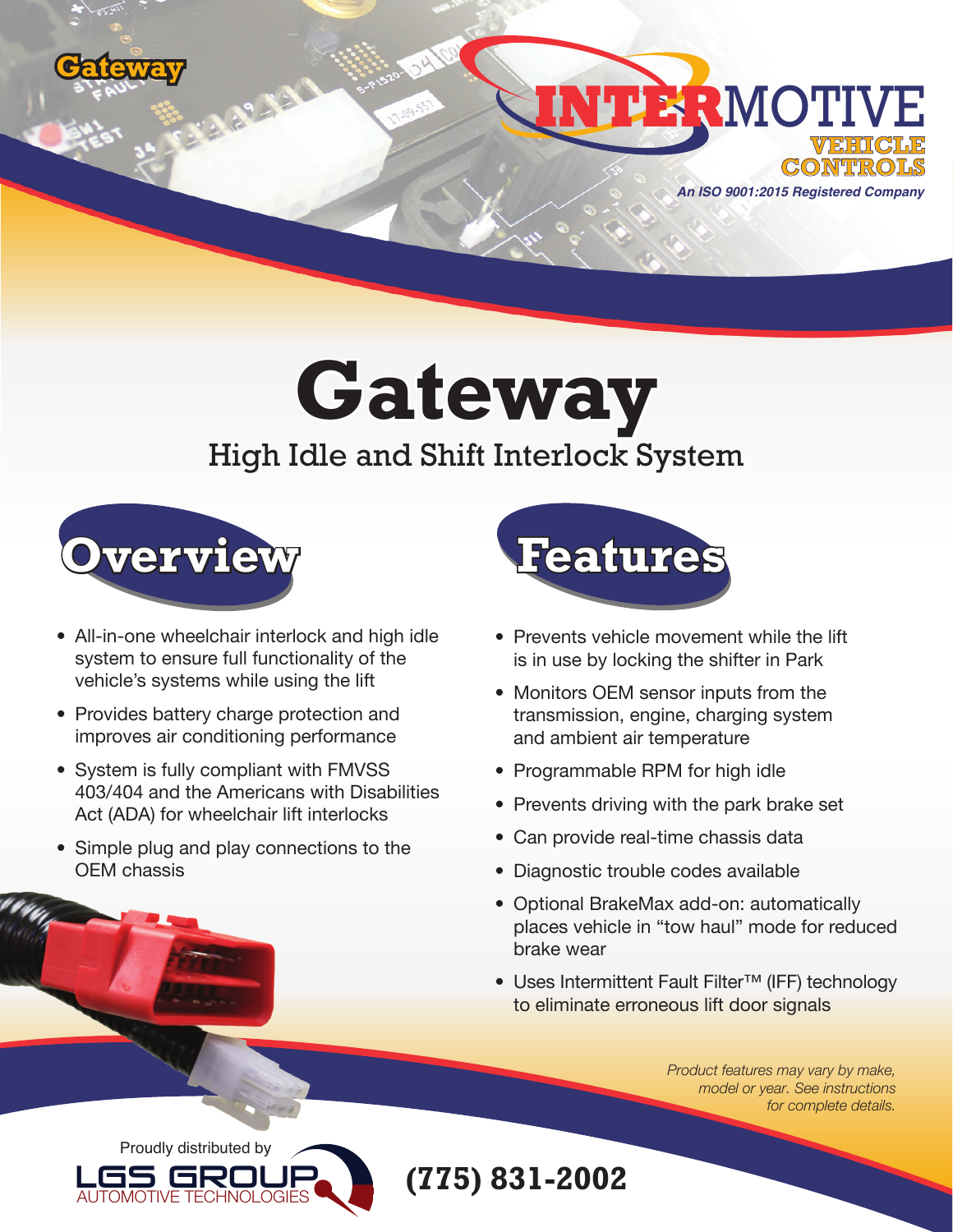Gateway

# INTERMOTIVE VEHICLE CONTROLS

*An ISO 9001:2015 Registered Company*

# Gateway

## High Idle and Shift Interlock System

## Overview

- All-in-one wheelchair interlock and high idle system to ensure full functionality of the vehicle's systems while using the lift
- Provides battery charge protection and improves air conditioning performance
- System is fully compliant with FMVSS 403/404 and the Americans with Disabilities Act (ADA) for wheelchair lift interlocks
- Simple plug and play connections to the OEM chassis

## Features

- Prevents vehicle movement while the lift is in use by locking the shifter in Park
- Monitors OEM sensor inputs from the transmission, engine, charging system and ambient air temperature
- Programmable RPM for high idle
- Prevents driving with the park brake set
- Can provide real-time chassis data
- Diagnostic trouble codes available
- Optional BrakeMax add-on: automatically places vehicle in "tow haul" mode for reduced brake wear
- Uses Intermittent Fault Filter™ (IFF) technology to eliminate erroneous lift door signals

*Product features may vary by make, model or year. See instructions for complete details.*

Proudly distributed by

LGS GROUP AUTOMOTIVE TECHNOLOGIES

**(775) 831-2002**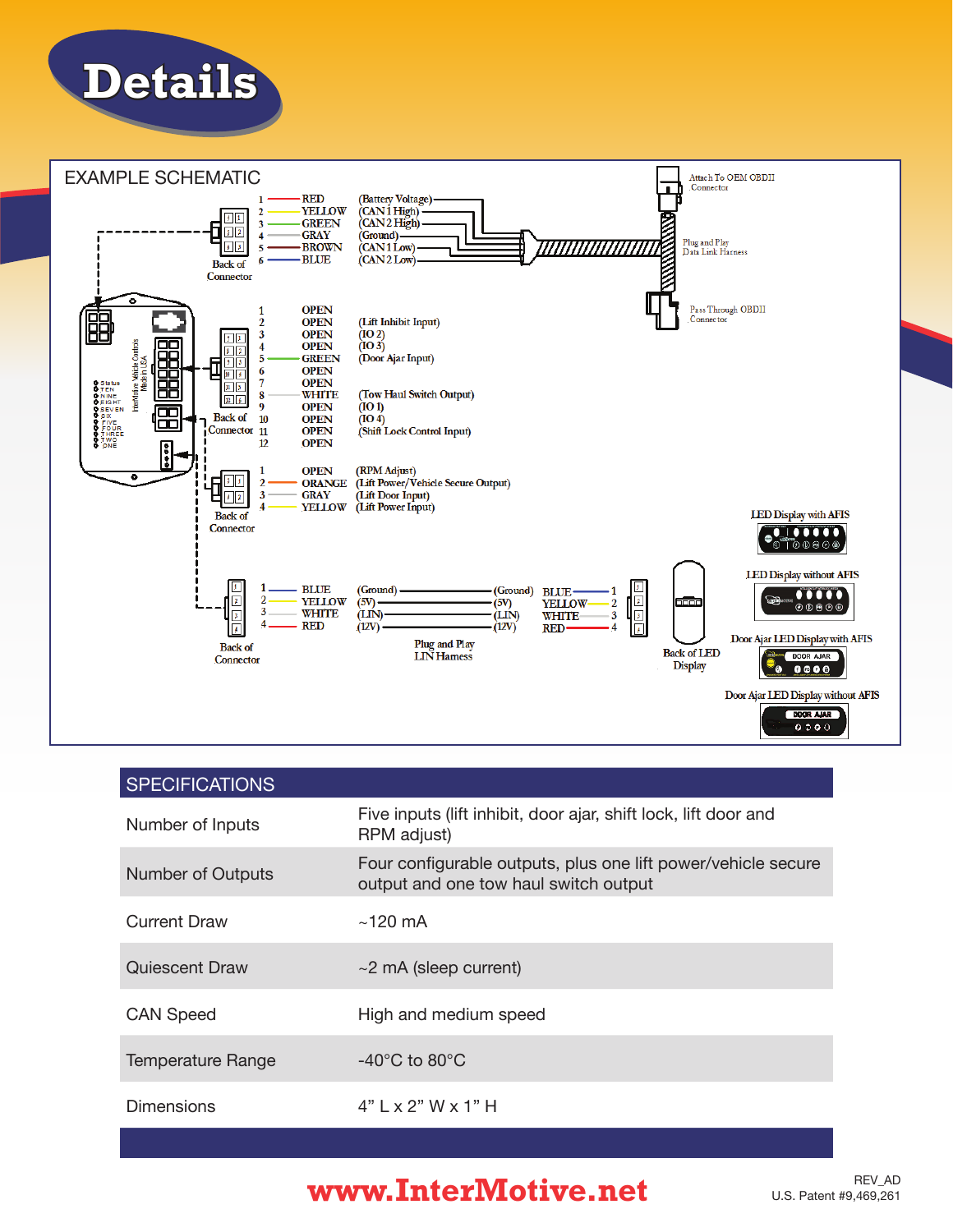# Details

## EXAMPLE SCHEMATIC

Attach To OEM OBDII Connector

Plug and Play Data Link Harness

Pass Through OBDII Connector

Back of Connector

1 RED (Battery Voltage)
2 YELLOW (CAN 1 High)
3 GREEN (CAN 2 High)
4 GRAY (Ground)
5 BROWN (CAN 1 Low)
6 BLUE (CAN 2 Low)

Back of Connector

1 OPEN
2 OPEN (Lift Inhibit Input)
3 OPEN (IO 2)
4 OPEN (IO 3)
5 GREEN (Door Ajar Input)
6 OPEN
7 OPEN
8 WHITE (Tow Haul Switch Output)
9 OPEN (IO 1)
10 OPEN (IO 4)
11 OPEN (Shift Lock Control Input)
12 OPEN

Back of Connector

1 OPEN (RPM Adjust)
2 ORANGE (Lift Power/Vehicle Secure Output)
3 GRAY (Lift Door Input)
4 YELLOW (Lift Power Input)

Back of Connector

1 BLUE (Ground) — (Ground) BLUE 1
2 YELLOW (5V) — (5V) YELLOW 2
3 WHITE (LIN) — (LIN) WHITE 3
4 RED (12V) — (12V) RED 4

Plug and Play LIN Harness

Back of LED Display

LED Display with AFIS

LED Display without AFIS

Door Ajar LED Display with AFIS

Door Ajar LED Display without AFIS

## SPECIFICATIONS

| | |
|---|---|
| Number of Inputs | Five inputs (lift inhibit, door ajar, shift lock, lift door and RPM adjust) |
| Number of Outputs | Four configurable outputs, plus one lift power/vehicle secure output and one tow haul switch output |
| Current Draw | ~120 mA |
| Quiescent Draw | ~2 mA (sleep current) |
| CAN Speed | High and medium speed |
| Temperature Range | -40°C to 80°C |
| Dimensions | 4” L x 2” W x 1” H |

www.InterMotive.net

REV_AD
U.S. Patent #9,469,261